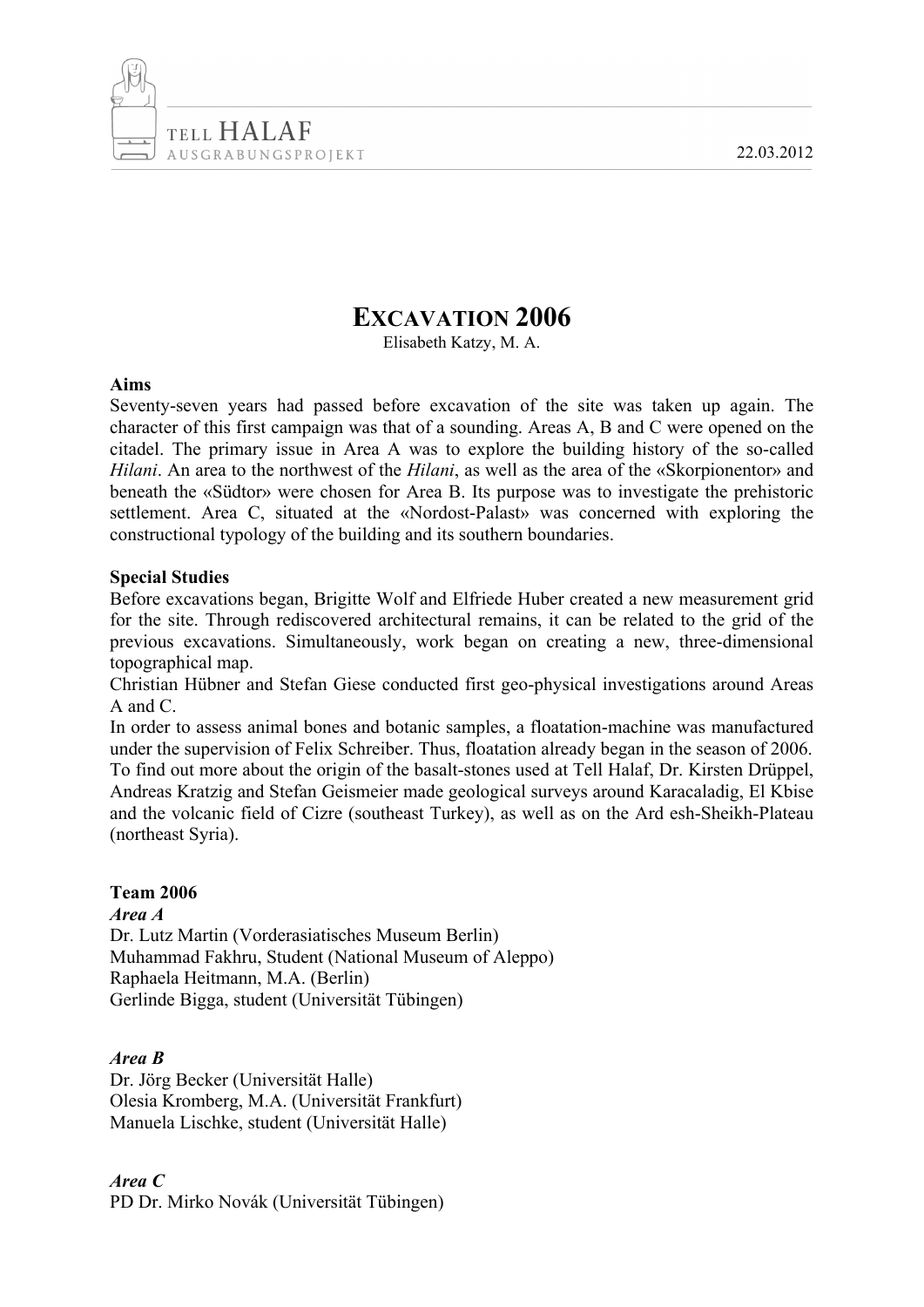# Excavation 2006

Elisabeth Katzy, M. A.

**Aims**

Seventy-seven years had passed before excavation of the site was taken up again. The character of this first campaign was that of a sounding. Areas A, B and C were opened on the citadel. The primary issue in Area A was to explore the building history of the so-called *Hilani*. An area to the northwest of the *Hilani*, as well as the area of the «Skorpionentor» and beneath the «Südtor» were chosen for Area B. Its purpose was to investigate the prehistoric settlement. Area C, situated at the «Nordost-Palast» was concerned with exploring the constructional typology of the building and its southern boundaries.

**Special Studies**

Before excavations began, Brigitte Wolf and Elfriede Huber created a new measurement grid for the site. Through rediscovered architectural remains, it can be related to the grid of the previous excavations. Simultaneously, work began on creating a new, three-dimensional topographical map.

Christian Hübner and Stefan Giese conducted first geo-physical investigations around Areas A and C.

In order to assess animal bones and botanic samples, a floatation-machine was manufactured under the supervision of Felix Schreiber. Thus, floatation already began in the season of 2006.

To find out more about the origin of the basalt-stones used at Tell Halaf, Dr. Kirsten Drüppel, Andreas Kratzig and Stefan Geismeier made geological surveys around Karacaladig, El Kbise and the volcanic field of Cizre (southeast Turkey), as well as on the Ard esh-Sheikh-Plateau (northeast Syria).

**Team 2006**

***Area A***

Dr. Lutz Martin (Vorderasiatisches Museum Berlin)
Muhammad Fakhru, Student (National Museum of Aleppo)
Raphaela Heitmann, M.A. (Berlin)
Gerlinde Bigga, student (Universität Tübingen)

***Area B***

Dr. Jörg Becker (Universität Halle)
Olesia Kromberg, M.A. (Universität Frankfurt)
Manuela Lischke, student (Universität Halle)

***Area C***

PD Dr. Mirko Novák (Universität Tübingen)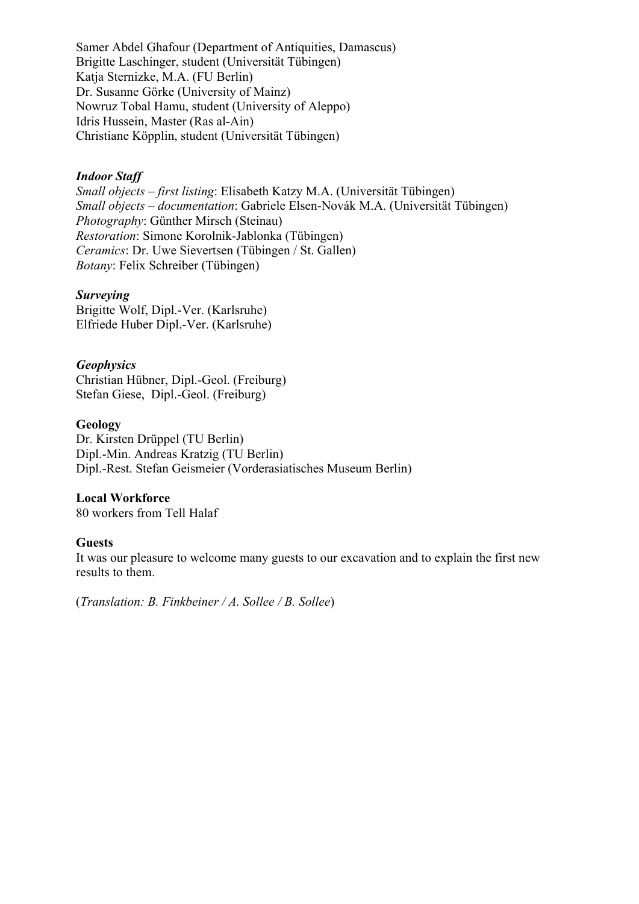Samer Abdel Ghafour (Department of Antiquities, Damascus)
Brigitte Laschinger, student (Universität Tübingen)
Katja Sternizke, M.A. (FU Berlin)
Dr. Susanne Görke (University of Mainz)
Nowruz Tobal Hamu, student (University of Aleppo)
Idris Hussein, Master (Ras al-Ain)
Christiane Köpplin, student (Universität Tübingen)

***Indoor Staff***

*Small objects – first listing*: Elisabeth Katzy M.A. (Universität Tübingen)
*Small objects – documentation*: Gabriele Elsen-Novák M.A. (Universität Tübingen)
*Photography*: Günther Mirsch (Steinau)
*Restoration*: Simone Korolnik-Jablonka (Tübingen)
*Ceramics*: Dr. Uwe Sievertsen (Tübingen / St. Gallen)
*Botany*: Felix Schreiber (Tübingen)

***Surveying***

Brigitte Wolf, Dipl.-Ver. (Karlsruhe)
Elfriede Huber Dipl.-Ver. (Karlsruhe)

***Geophysics***

Christian Hübner, Dipl.-Geol. (Freiburg)
Stefan Giese, Dipl.-Geol. (Freiburg)

**Geology**

Dr. Kirsten Drüppel (TU Berlin)
Dipl.-Min. Andreas Kratzig (TU Berlin)
Dipl.-Rest. Stefan Geismeier (Vorderasiatisches Museum Berlin)

**Local Workforce**

80 workers from Tell Halaf

**Guests**

It was our pleasure to welcome many guests to our excavation and to explain the first new results to them.

(*Translation: B. Finkbeiner / A. Sollee / B. Sollee*)